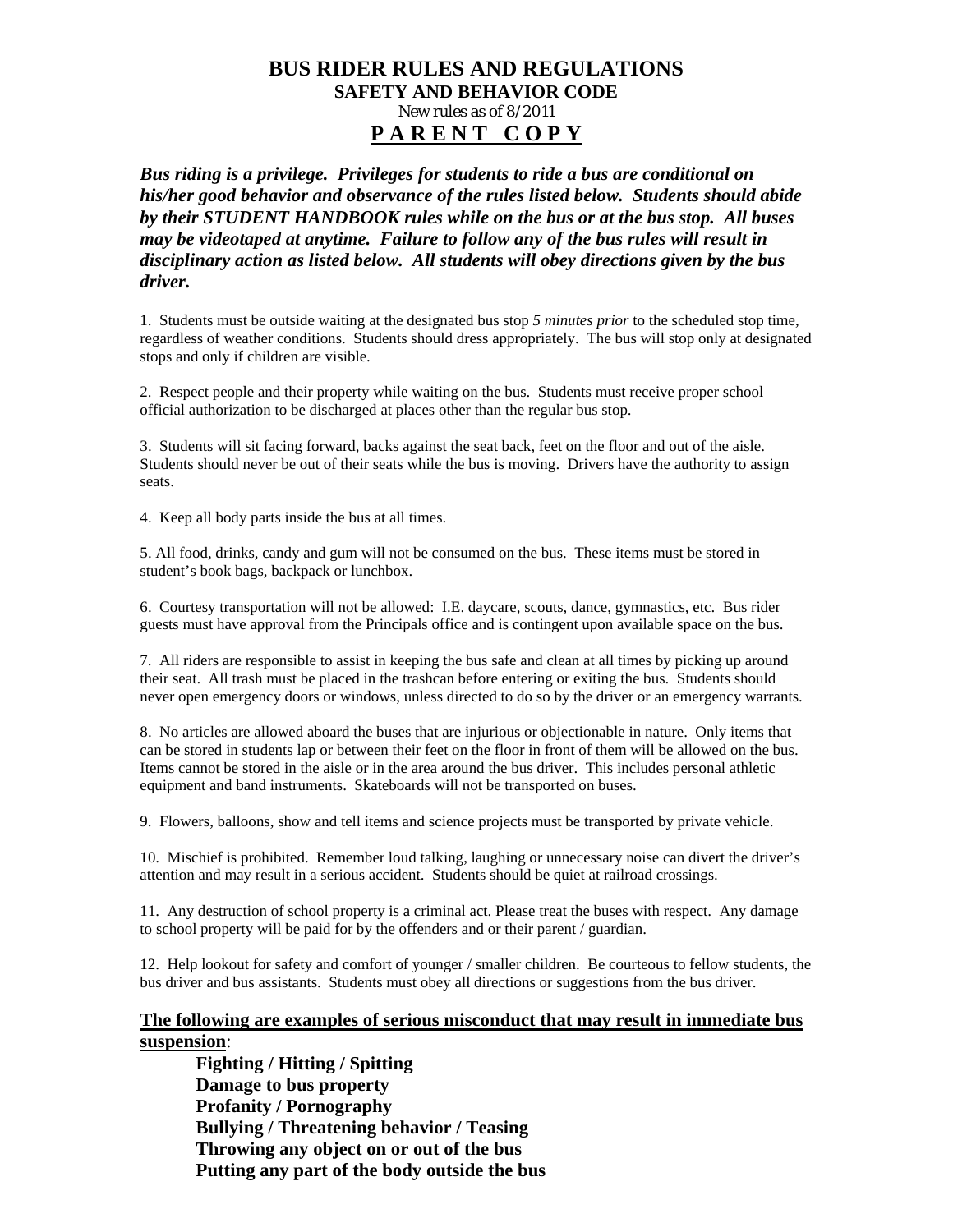# BUS RIDER RULES AND REGULATIONS

## SAFETY AND BEHAVIOR CODE

New rules as of 8/2011

## P A R E N T   C O P Y

***Bus riding is a privilege. Privileges for students to ride a bus are conditional on his/her good behavior and observance of the rules listed below. Students should abide by their STUDENT HANDBOOK rules while on the bus or at the bus stop. All buses may be videotaped at anytime. Failure to follow any of the bus rules will result in disciplinary action as listed below. All students will obey directions given by the bus driver.***

1. Students must be outside waiting at the designated bus stop *5 minutes prior* to the scheduled stop time, regardless of weather conditions. Students should dress appropriately. The bus will stop only at designated stops and only if children are visible.

2. Respect people and their property while waiting on the bus. Students must receive proper school official authorization to be discharged at places other than the regular bus stop.

3. Students will sit facing forward, backs against the seat back, feet on the floor and out of the aisle. Students should never be out of their seats while the bus is moving. Drivers have the authority to assign seats.

4. Keep all body parts inside the bus at all times.

5. All food, drinks, candy and gum will not be consumed on the bus. These items must be stored in student's book bags, backpack or lunchbox.

6. Courtesy transportation will not be allowed: I.E. daycare, scouts, dance, gymnastics, etc. Bus rider guests must have approval from the Principals office and is contingent upon available space on the bus.

7. All riders are responsible to assist in keeping the bus safe and clean at all times by picking up around their seat. All trash must be placed in the trashcan before entering or exiting the bus. Students should never open emergency doors or windows, unless directed to do so by the driver or an emergency warrants.

8. No articles are allowed aboard the buses that are injurious or objectionable in nature. Only items that can be stored in students lap or between their feet on the floor in front of them will be allowed on the bus. Items cannot be stored in the aisle or in the area around the bus driver. This includes personal athletic equipment and band instruments. Skateboards will not be transported on buses.

9. Flowers, balloons, show and tell items and science projects must be transported by private vehicle.

10. Mischief is prohibited. Remember loud talking, laughing or unnecessary noise can divert the driver's attention and may result in a serious accident. Students should be quiet at railroad crossings.

11. Any destruction of school property is a criminal act. Please treat the buses with respect. Any damage to school property will be paid for by the offenders and or their parent / guardian.

12. Help lookout for safety and comfort of younger / smaller children. Be courteous to fellow students, the bus driver and bus assistants. Students must obey all directions or suggestions from the bus driver.

**The following are examples of serious misconduct that may result in immediate bus suspension**:

**Fighting / Hitting / Spitting**
**Damage to bus property**
**Profanity / Pornography**
**Bullying / Threatening behavior / Teasing**
**Throwing any object on or out of the bus**
**Putting any part of the body outside the bus**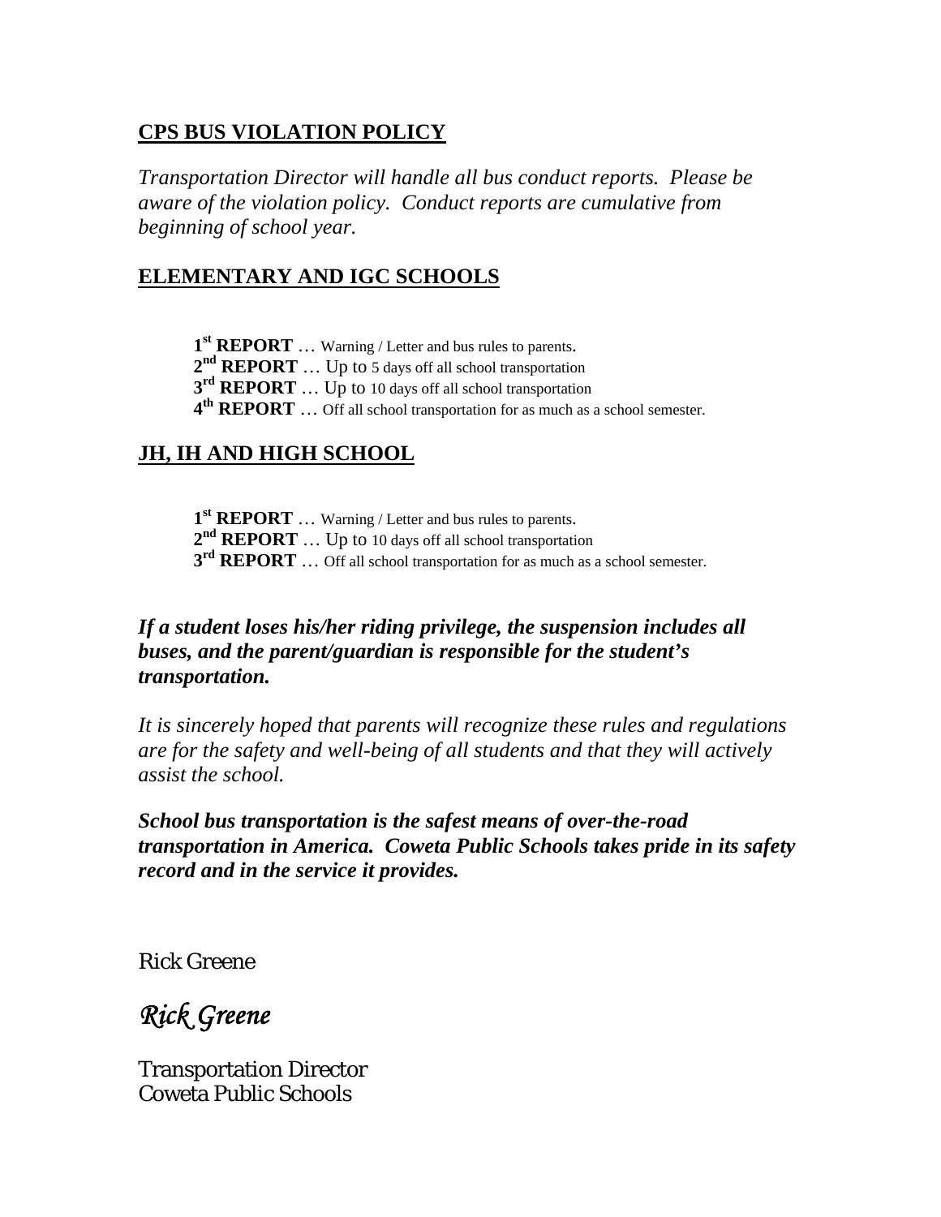## CPS BUS VIOLATION POLICY

*Transportation Director will handle all bus conduct reports. Please be aware of the violation policy. Conduct reports are cumulative from beginning of school year.*

## ELEMENTARY AND IGC SCHOOLS

**1st REPORT** … Warning / Letter and bus rules to parents.
**2nd REPORT** … Up to 5 days off all school transportation
**3rd REPORT** … Up to 10 days off all school transportation
**4th REPORT** … Off all school transportation for as much as a school semester.

## JH, IH AND HIGH SCHOOL

**1st REPORT** … Warning / Letter and bus rules to parents.
**2nd REPORT** … Up to 10 days off all school transportation
**3rd REPORT** … Off all school transportation for as much as a school semester.

***If a student loses his/her riding privilege, the suspension includes all buses, and the parent/guardian is responsible for the student's transportation.***

*It is sincerely hoped that parents will recognize these rules and regulations are for the safety and well-being of all students and that they will actively assist the school.*

***School bus transportation is the safest means of over-the-road transportation in America. Coweta Public Schools takes pride in its safety record and in the service it provides.***

Rick Greene

*Rick Greene*

Transportation Director
Coweta Public Schools